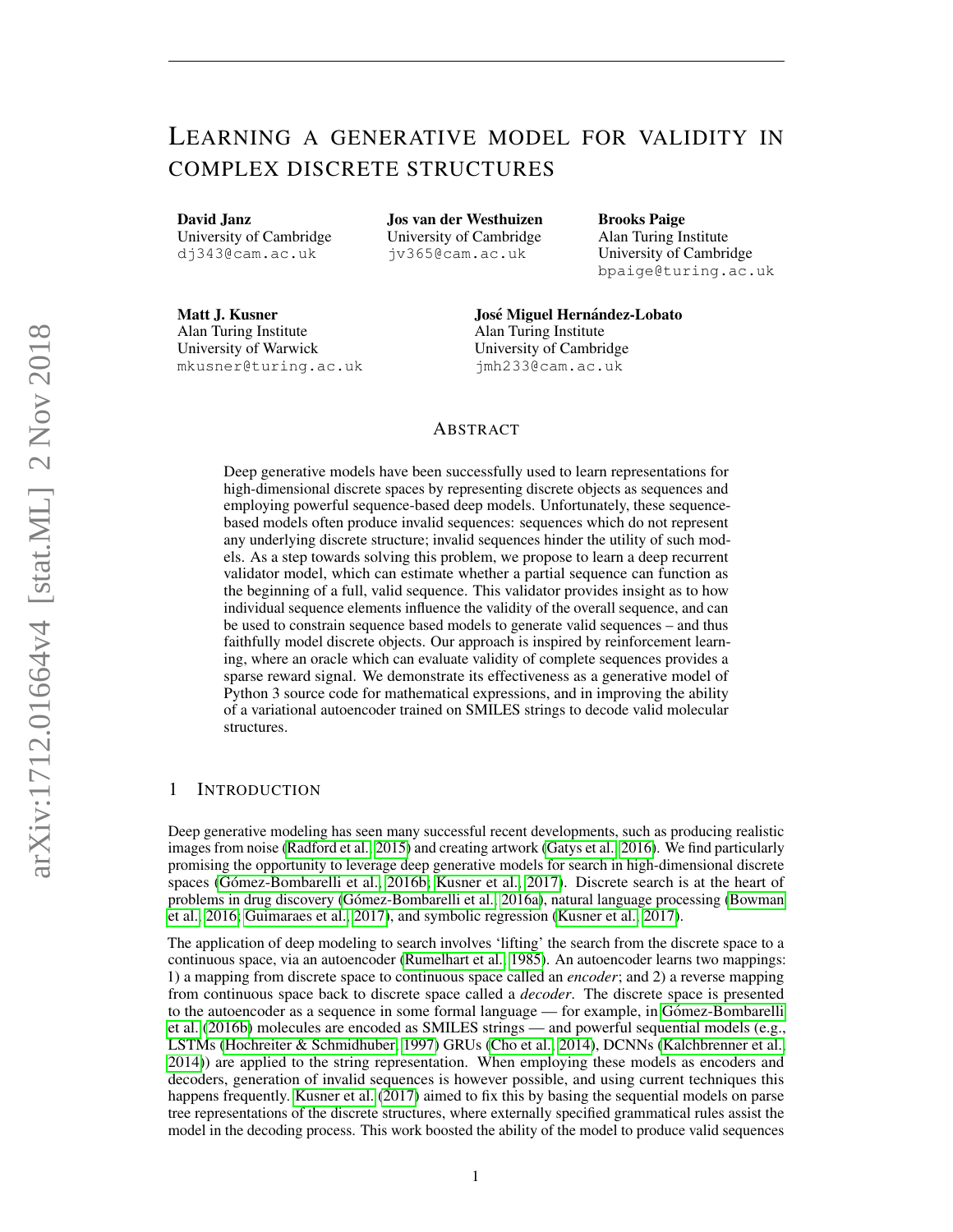# Learning a generative model for validity in complex discrete structures

**David Janz**
University of Cambridge
dj343@cam.ac.uk

**Jos van der Westhuizen**
University of Cambridge
jv365@cam.ac.uk

**Brooks Paige**
Alan Turing Institute
University of Cambridge
bpaige@turing.ac.uk

**Matt J. Kusner**
Alan Turing Institute
University of Warwick
mkusner@turing.ac.uk

**José Miguel Hernández-Lobato**
Alan Turing Institute
University of Cambridge
jmh233@cam.ac.uk

## Abstract

Deep generative models have been successfully used to learn representations for high-dimensional discrete spaces by representing discrete objects as sequences and employing powerful sequence-based deep models. Unfortunately, these sequence-based models often produce invalid sequences: sequences which do not represent any underlying discrete structure; invalid sequences hinder the utility of such models. As a step towards solving this problem, we propose to learn a deep recurrent validator model, which can estimate whether a partial sequence can function as the beginning of a full, valid sequence. This validator provides insight as to how individual sequence elements influence the validity of the overall sequence, and can be used to constrain sequence based models to generate valid sequences – and thus faithfully model discrete objects. Our approach is inspired by reinforcement learning, where an oracle which can evaluate validity of complete sequences provides a sparse reward signal. We demonstrate its effectiveness as a generative model of Python 3 source code for mathematical expressions, and in improving the ability of a variational autoencoder trained on SMILES strings to decode valid molecular structures.

## 1 Introduction

Deep generative modeling has seen many successful recent developments, such as producing realistic images from noise (Radford et al., 2015) and creating artwork (Gatys et al., 2016). We find particularly promising the opportunity to leverage deep generative models for search in high-dimensional discrete spaces (Gómez-Bombarelli et al., 2016b; Kusner et al., 2017). Discrete search is at the heart of problems in drug discovery (Gómez-Bombarelli et al., 2016a), natural language processing (Bowman et al., 2016; Guimaraes et al., 2017), and symbolic regression (Kusner et al., 2017).

The application of deep modeling to search involves 'lifting' the search from the discrete space to a continuous space, via an autoencoder (Rumelhart et al., 1985). An autoencoder learns two mappings: 1) a mapping from discrete space to continuous space called an *encoder*; and 2) a reverse mapping from continuous space back to discrete space called a *decoder*. The discrete space is presented to the autoencoder as a sequence in some formal language — for example, in Gómez-Bombarelli et al. (2016b) molecules are encoded as SMILES strings — and powerful sequential models (e.g., LSTMs (Hochreiter & Schmidhuber, 1997) GRUs (Cho et al., 2014), DCNNs (Kalchbrenner et al., 2014)) are applied to the string representation. When employing these models as encoders and decoders, generation of invalid sequences is however possible, and using current techniques this happens frequently. Kusner et al. (2017) aimed to fix this by basing the sequential models on parse tree representations of the discrete structures, where externally specified grammatical rules assist the model in the decoding process. This work boosted the ability of the model to produce valid sequences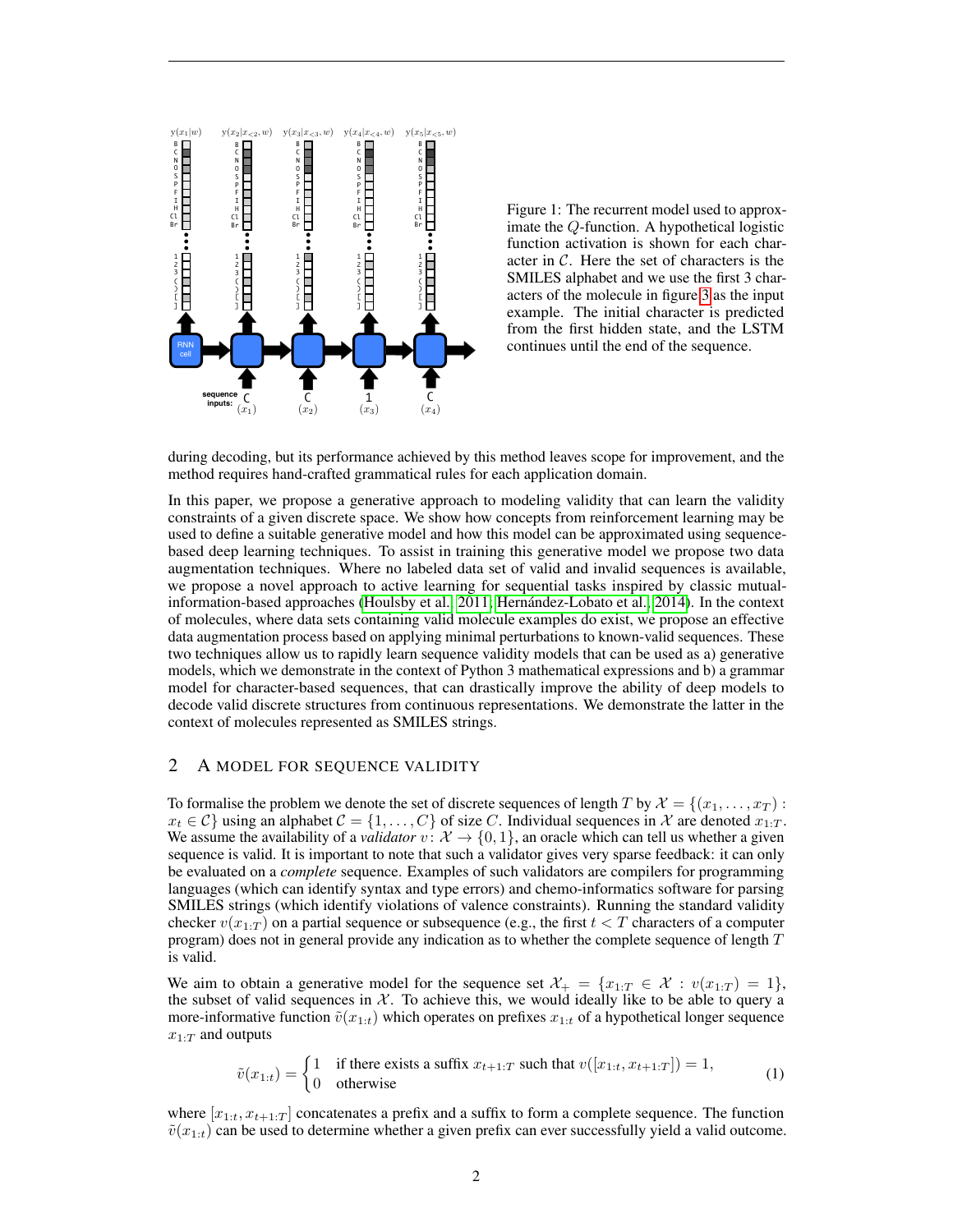Figure 1: The recurrent model used to approximate the $Q$-function. A hypothetical logistic function activation is shown for each character in $\mathcal{C}$. Here the set of characters is the SMILES alphabet and we use the first 3 characters of the molecule in figure 3 as the input example. The initial character is predicted from the first hidden state, and the LSTM continues until the end of the sequence.

during decoding, but its performance achieved by this method leaves scope for improvement, and the method requires hand-crafted grammatical rules for each application domain.

In this paper, we propose a generative approach to modeling validity that can learn the validity constraints of a given discrete space. We show how concepts from reinforcement learning may be used to define a suitable generative model and how this model can be approximated using sequence-based deep learning techniques. To assist in training this generative model we propose two data augmentation techniques. Where no labeled data set of valid and invalid sequences is available, we propose a novel approach to active learning for sequential tasks inspired by classic mutual-information-based approaches (Houlsby et al., 2011; Hernández-Lobato et al., 2014). In the context of molecules, where data sets containing valid molecule examples do exist, we propose an effective data augmentation process based on applying minimal perturbations to known-valid sequences. These two techniques allow us to rapidly learn sequence validity models that can be used as a) generative models, which we demonstrate in the context of Python 3 mathematical expressions and b) a grammar model for character-based sequences, that can drastically improve the ability of deep models to decode valid discrete structures from continuous representations. We demonstrate the latter in the context of molecules represented as SMILES strings.

## 2 A MODEL FOR SEQUENCE VALIDITY

To formalise the problem we denote the set of discrete sequences of length $T$ by $\mathcal{X} = \{(x_1, \ldots, x_T) : x_t \in \mathcal{C}\}$ using an alphabet $\mathcal{C} = \{1, \ldots, C\}$ of size $C$. Individual sequences in $\mathcal{X}$ are denoted $x_{1:T}$. We assume the availability of a *validator* $v \colon \mathcal{X} \to \{0, 1\}$, an oracle which can tell us whether a given sequence is valid. It is important to note that such a validator gives very sparse feedback: it can only be evaluated on a *complete* sequence. Examples of such validators are compilers for programming languages (which can identify syntax and type errors) and chemo-informatics software for parsing SMILES strings (which identify violations of valence constraints). Running the standard validity checker $v(x_{1:T})$ on a partial sequence or subsequence (e.g., the first $t < T$ characters of a computer program) does not in general provide any indication as to whether the complete sequence of length $T$ is valid.

We aim to obtain a generative model for the sequence set $\mathcal{X}_+ = \{x_{1:T} \in \mathcal{X} : v(x_{1:T}) = 1\}$, the subset of valid sequences in $\mathcal{X}$. To achieve this, we would ideally like to be able to query a more-informative function $\tilde{v}(x_{1:t})$ which operates on prefixes $x_{1:t}$ of a hypothetical longer sequence $x_{1:T}$ and outputs

$$\tilde{v}(x_{1:t}) = \begin{cases} 1 & \text{if there exists a suffix } x_{t+1:T} \text{ such that } v([x_{1:t}, x_{t+1:T}]) = 1, \\ 0 & \text{otherwise} \end{cases} \tag{1}$$

where $[x_{1:t}, x_{t+1:T}]$ concatenates a prefix and a suffix to form a complete sequence. The function $\tilde{v}(x_{1:t})$ can be used to determine whether a given prefix can ever successfully yield a valid outcome.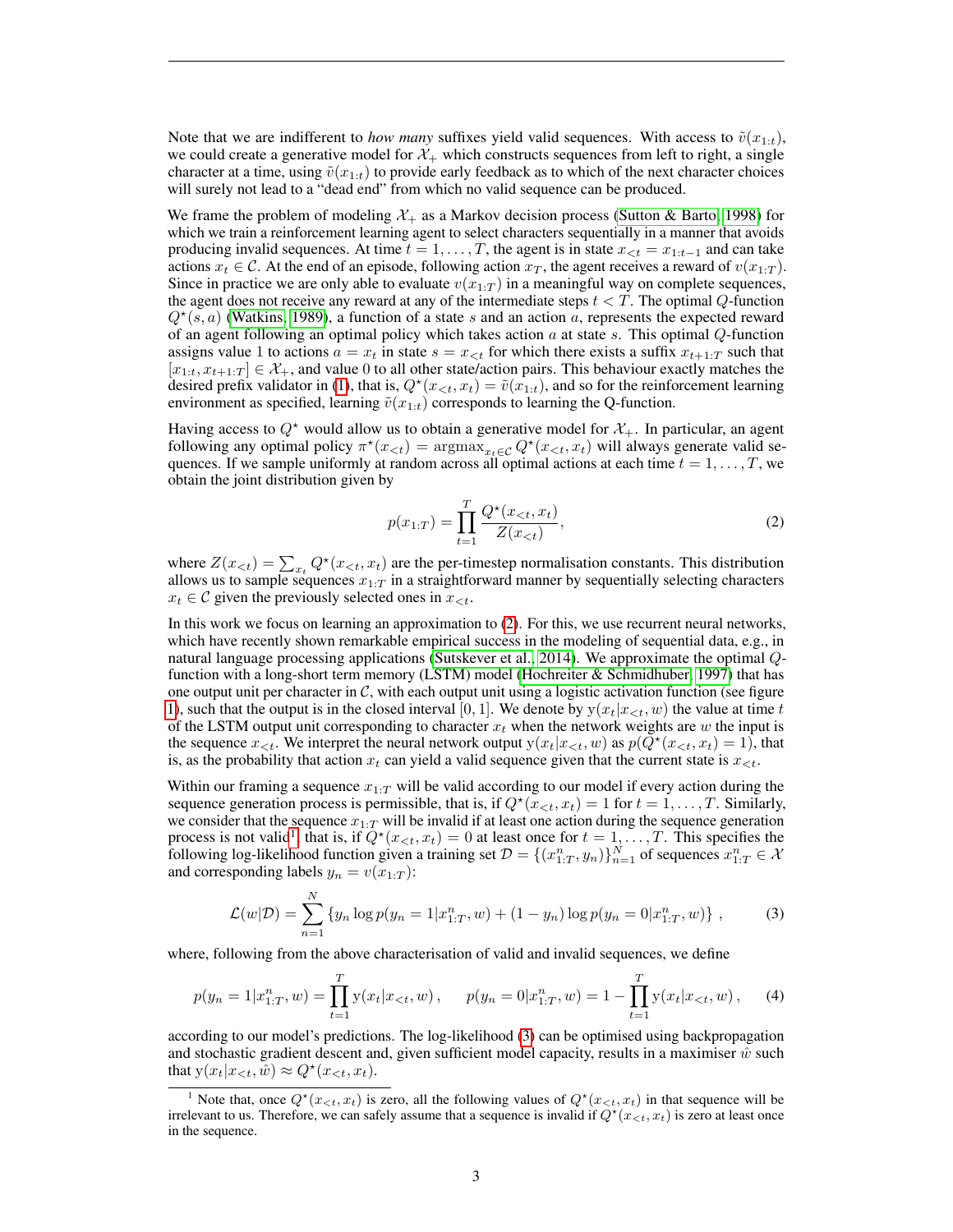Note that we are indifferent to *how many* suffixes yield valid sequences. With access to $\tilde{v}(x_{1:t})$, we could create a generative model for $\mathcal{X}_+$ which constructs sequences from left to right, a single character at a time, using $\tilde{v}(x_{1:t})$ to provide early feedback as to which of the next character choices will surely not lead to a "dead end" from which no valid sequence can be produced.

We frame the problem of modeling $\mathcal{X}_+$ as a Markov decision process (Sutton & Barto, 1998) for which we train a reinforcement learning agent to select characters sequentially in a manner that avoids producing invalid sequences. At time $t = 1, \ldots, T$, the agent is in state $x_{<t} = x_{1:t-1}$ and can take actions $x_t \in \mathcal{C}$. At the end of an episode, following action $x_T$, the agent receives a reward of $v(x_{1:T})$. Since in practice we are only able to evaluate $v(x_{1:T})$ in a meaningful way on complete sequences, the agent does not receive any reward at any of the intermediate steps $t < T$. The optimal $Q$-function $Q^\star(s, a)$ (Watkins, 1989), a function of a state $s$ and an action $a$, represents the expected reward of an agent following an optimal policy which takes action $a$ at state $s$. This optimal $Q$-function assigns value 1 to actions $a = x_t$ in state $s = x_{<t}$ for which there exists a suffix $x_{t+1:T}$ such that $[x_{1:t}, x_{t+1:T}] \in \mathcal{X}_+$, and value 0 to all other state/action pairs. This behaviour exactly matches the desired prefix validator in (1), that is, $Q^\star(x_{<t}, x_t) = \tilde{v}(x_{1:t})$, and so for the reinforcement learning environment as specified, learning $\tilde{v}(x_{1:t})$ corresponds to learning the Q-function.

Having access to $Q^\star$ would allow us to obtain a generative model for $\mathcal{X}_+$. In particular, an agent following any optimal policy $\pi^\star(x_{<t}) = \operatorname{argmax}_{x_t \in \mathcal{C}} Q^\star(x_{<t}, x_t)$ will always generate valid sequences. If we sample uniformly at random across all optimal actions at each time $t = 1, \ldots, T$, we obtain the joint distribution given by

$$p(x_{1:T}) = \prod_{t=1}^{T} \frac{Q^\star(x_{<t}, x_t)}{Z(x_{<t})}, \tag{2}$$

where $Z(x_{<t}) = \sum_{x_t} Q^\star(x_{<t}, x_t)$ are the per-timestep normalisation constants. This distribution allows us to sample sequences $x_{1:T}$ in a straightforward manner by sequentially selecting characters $x_t \in \mathcal{C}$ given the previously selected ones in $x_{<t}$.

In this work we focus on learning an approximation to (2). For this, we use recurrent neural networks, which have recently shown remarkable empirical success in the modeling of sequential data, e.g., in natural language processing applications (Sutskever et al., 2014). We approximate the optimal $Q$-function with a long-short term memory (LSTM) model (Hochreiter & Schmidhuber, 1997) that has one output unit per character in $\mathcal{C}$, with each output unit using a logistic activation function (see figure 1), such that the output is in the closed interval $[0, 1]$. We denote by $\mathrm{y}(x_t|x_{<t}, w)$ the value at time $t$ of the LSTM output unit corresponding to character $x_t$ when the network weights are $w$ the input is the sequence $x_{<t}$. We interpret the neural network output $\mathrm{y}(x_t|x_{<t}, w)$ as $p(Q^\star(x_{<t}, x_t) = 1)$, that is, as the probability that action $x_t$ can yield a valid sequence given that the current state is $x_{<t}$.

Within our framing a sequence $x_{1:T}$ will be valid according to our model if every action during the sequence generation process is permissible, that is, if $Q^\star(x_{<t}, x_t) = 1$ for $t = 1, \ldots, T$. Similarly, we consider that the sequence $x_{1:T}$ will be invalid if at least one action during the sequence generation process is not valid[1], that is, if $Q^\star(x_{<t}, x_t) = 0$ at least once for $t = 1, \ldots, T$. This specifies the following log-likelihood function given a training set $\mathcal{D} = \{(x^n_{1:T}, y_n)\}_{n=1}^N$ of sequences $x^n_{1:T} \in \mathcal{X}$ and corresponding labels $y_n = v(x_{1:T})$:

$$\mathcal{L}(w|\mathcal{D}) = \sum_{n=1}^{N} \left\{ y_n \log p(y_n = 1|x^n_{1:T}, w) + (1 - y_n) \log p(y_n = 0|x^n_{1:T}, w) \right\}, \tag{3}$$

where, following from the above characterisation of valid and invalid sequences, we define

$$p(y_n = 1|x^n_{1:T}, w) = \prod_{t=1}^{T} \mathrm{y}(x_t|x_{<t}, w), \qquad p(y_n = 0|x^n_{1:T}, w) = 1 - \prod_{t=1}^{T} \mathrm{y}(x_t|x_{<t}, w), \tag{4}$$

according to our model's predictions. The log-likelihood (3) can be optimised using backpropagation and stochastic gradient descent and, given sufficient model capacity, results in a maximiser $\hat{w}$ such that $\mathrm{y}(x_t|x_{<t}, \hat{w}) \approx Q^\star(x_{<t}, x_t)$.

[1] Note that, once $Q^\star(x_{<t}, x_t)$ is zero, all the following values of $Q^\star(x_{<t}, x_t)$ in that sequence will be irrelevant to us. Therefore, we can safely assume that a sequence is invalid if $Q^\star(x_{<t}, x_t)$ is zero at least once in the sequence.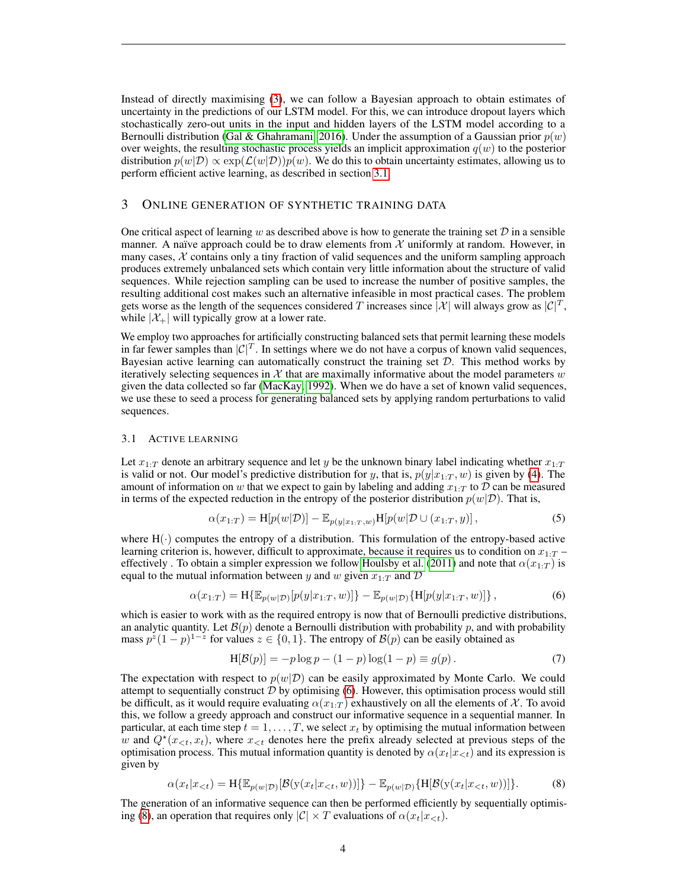Instead of directly maximising (3), we can follow a Bayesian approach to obtain estimates of uncertainty in the predictions of our LSTM model. For this, we can introduce dropout layers which stochastically zero-out units in the input and hidden layers of the LSTM model according to a Bernoulli distribution (Gal & Ghahramani, 2016). Under the assumption of a Gaussian prior $p(w)$ over weights, the resulting stochastic process yields an implicit approximation $q(w)$ to the posterior distribution $p(w|\mathcal{D}) \propto \exp(\mathcal{L}(w|\mathcal{D}))p(w)$. We do this to obtain uncertainty estimates, allowing us to perform efficient active learning, as described in section 3.1.

## 3 Online generation of synthetic training data

One critical aspect of learning $w$ as described above is how to generate the training set $\mathcal{D}$ in a sensible manner. A naïve approach could be to draw elements from $\mathcal{X}$ uniformly at random. However, in many cases, $\mathcal{X}$ contains only a tiny fraction of valid sequences and the uniform sampling approach produces extremely unbalanced sets which contain very little information about the structure of valid sequences. While rejection sampling can be used to increase the number of positive samples, the resulting additional cost makes such an alternative infeasible in most practical cases. The problem gets worse as the length of the sequences considered $T$ increases since $|\mathcal{X}|$ will always grow as $|\mathcal{C}|^T$, while $|\mathcal{X}_+|$ will typically grow at a lower rate.

We employ two approaches for artificially constructing balanced sets that permit learning these models in far fewer samples than $|\mathcal{C}|^T$. In settings where we do not have a corpus of known valid sequences, Bayesian active learning can automatically construct the training set $\mathcal{D}$. This method works by iteratively selecting sequences in $\mathcal{X}$ that are maximally informative about the model parameters $w$ given the data collected so far (MacKay, 1992). When we do have a set of known valid sequences, we use these to seed a process for generating balanced sets by applying random perturbations to valid sequences.

### 3.1 Active learning

Let $x_{1:T}$ denote an arbitrary sequence and let $y$ be the unknown binary label indicating whether $x_{1:T}$ is valid or not. Our model's predictive distribution for $y$, that is, $p(y|x_{1:T}, w)$ is given by (4). The amount of information on $w$ that we expect to gain by labeling and adding $x_{1:T}$ to $\mathcal{D}$ can be measured in terms of the expected reduction in the entropy of the posterior distribution $p(w|\mathcal{D})$. That is,

$$\alpha(x_{1:T}) = \mathrm{H}[p(w|\mathcal{D})] - \mathbb{E}_{p(y|x_{1:T},w)}\mathrm{H}[p(w|\mathcal{D} \cup (x_{1:T}, y)] \,, \tag{5}$$

where $\mathrm{H}(\cdot)$ computes the entropy of a distribution. This formulation of the entropy-based active learning criterion is, however, difficult to approximate, because it requires us to condition on $x_{1:T}$ – effectively . To obtain a simpler expression we follow Houlsby et al. (2011) and note that $\alpha(x_{1:T})$ is equal to the mutual information between $y$ and $w$ given $x_{1:T}$ and $\mathcal{D}$

$$\alpha(x_{1:T}) = \mathrm{H}\{\mathbb{E}_{p(w|\mathcal{D})}[p(y|x_{1:T}, w)]\} - \mathbb{E}_{p(w|\mathcal{D})}\{\mathrm{H}[p(y|x_{1:T}, w)]\} \,, \tag{6}$$

which is easier to work with as the required entropy is now that of Bernoulli predictive distributions, an analytic quantity. Let $\mathcal{B}(p)$ denote a Bernoulli distribution with probability $p$, and with probability mass $p^z(1-p)^{1-z}$ for values $z \in \{0, 1\}$. The entropy of $\mathcal{B}(p)$ can be easily obtained as

$$\mathrm{H}[\mathcal{B}(p)] = -p \log p - (1-p) \log(1-p) \equiv g(p) \,. \tag{7}$$

The expectation with respect to $p(w|\mathcal{D})$ can be easily approximated by Monte Carlo. We could attempt to sequentially construct $\mathcal{D}$ by optimising (6). However, this optimisation process would still be difficult, as it would require evaluating $\alpha(x_{1:T})$ exhaustively on all the elements of $\mathcal{X}$. To avoid this, we follow a greedy approach and construct our informative sequence in a sequential manner. In particular, at each time step $t = 1, \ldots, T$, we select $x_t$ by optimising the mutual information between $w$ and $Q^\star(x_{<t}, x_t)$, where $x_{<t}$ denotes here the prefix already selected at previous steps of the optimisation process. This mutual information quantity is denoted by $\alpha(x_t|x_{<t})$ and its expression is given by

$$\alpha(x_t|x_{<t}) = \mathrm{H}\{\mathbb{E}_{p(w|\mathcal{D})}[\mathcal{B}(\mathrm{y}(x_t|x_{<t}, w))]\} - \mathbb{E}_{p(w|\mathcal{D})}\{\mathrm{H}[\mathcal{B}(\mathrm{y}(x_t|x_{<t}, w))]\}. \tag{8}$$

The generation of an informative sequence can then be performed efficiently by sequentially optimising (8), an operation that requires only $|\mathcal{C}| \times T$ evaluations of $\alpha(x_t|x_{<t})$.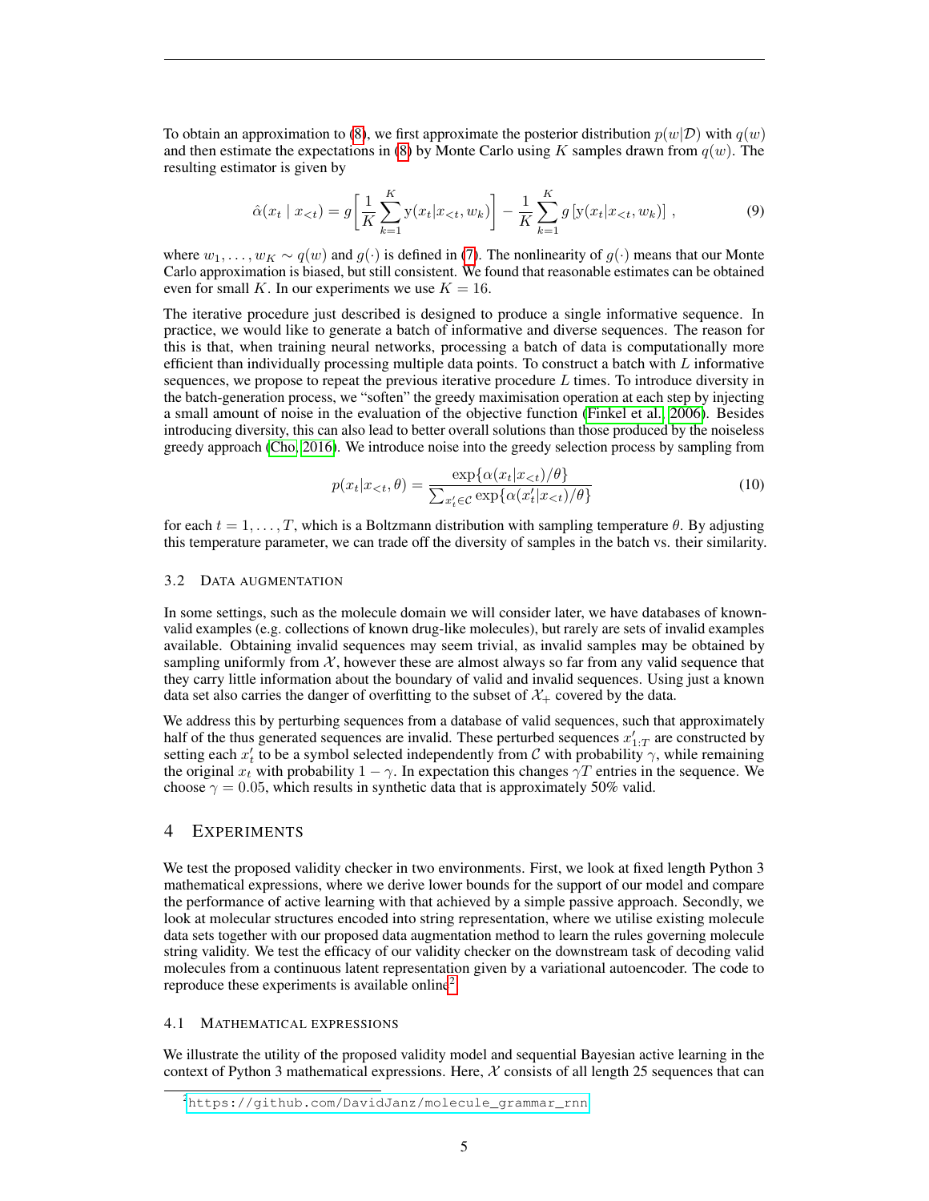To obtain an approximation to (8), we first approximate the posterior distribution $p(w|\mathcal{D})$ with $q(w)$ and then estimate the expectations in (8) by Monte Carlo using $K$ samples drawn from $q(w)$. The resulting estimator is given by

$$\hat{\alpha}(x_t \mid x_{<t}) = g\left[\frac{1}{K}\sum_{k=1}^{K} \mathrm{y}(x_t|x_{<t}, w_k)\right] - \frac{1}{K}\sum_{k=1}^{K} g\left[\mathrm{y}(x_t|x_{<t}, w_k)\right] , \tag{9}$$

where $w_1, \ldots, w_K \sim q(w)$ and $g(\cdot)$ is defined in (7). The nonlinearity of $g(\cdot)$ means that our Monte Carlo approximation is biased, but still consistent. We found that reasonable estimates can be obtained even for small $K$. In our experiments we use $K = 16$.

The iterative procedure just described is designed to produce a single informative sequence. In practice, we would like to generate a batch of informative and diverse sequences. The reason for this is that, when training neural networks, processing a batch of data is computationally more efficient than individually processing multiple data points. To construct a batch with $L$ informative sequences, we propose to repeat the previous iterative procedure $L$ times. To introduce diversity in the batch-generation process, we "soften" the greedy maximisation operation at each step by injecting a small amount of noise in the evaluation of the objective function (Finkel et al., 2006). Besides introducing diversity, this can also lead to better overall solutions than those produced by the noiseless greedy approach (Cho, 2016). We introduce noise into the greedy selection process by sampling from

$$p(x_t|x_{<t}, \theta) = \frac{\exp\{\alpha(x_t|x_{<t})/\theta\}}{\sum_{x_t' \in \mathcal{C}} \exp\{\alpha(x_t'|x_{<t})/\theta\}} \tag{10}$$

for each $t = 1, \ldots, T$, which is a Boltzmann distribution with sampling temperature $\theta$. By adjusting this temperature parameter, we can trade off the diversity of samples in the batch vs. their similarity.

### 3.2 Data Augmentation

In some settings, such as the molecule domain we will consider later, we have databases of known-valid examples (e.g. collections of known drug-like molecules), but rarely are sets of invalid examples available. Obtaining invalid sequences may seem trivial, as invalid samples may be obtained by sampling uniformly from $\mathcal{X}$, however these are almost always so far from any valid sequence that they carry little information about the boundary of valid and invalid sequences. Using just a known data set also carries the danger of overfitting to the subset of $\mathcal{X}_+$ covered by the data.

We address this by perturbing sequences from a database of valid sequences, such that approximately half of the thus generated sequences are invalid. These perturbed sequences $x'_{1:T}$ are constructed by setting each $x'_t$ to be a symbol selected independently from $\mathcal{C}$ with probability $\gamma$, while remaining the original $x_t$ with probability $1 - \gamma$. In expectation this changes $\gamma T$ entries in the sequence. We choose $\gamma = 0.05$, which results in synthetic data that is approximately 50% valid.

## 4 Experiments

We test the proposed validity checker in two environments. First, we look at fixed length Python 3 mathematical expressions, where we derive lower bounds for the support of our model and compare the performance of active learning with that achieved by a simple passive approach. Secondly, we look at molecular structures encoded into string representation, where we utilise existing molecule data sets together with our proposed data augmentation method to learn the rules governing molecule string validity. We test the efficacy of our validity checker on the downstream task of decoding valid molecules from a continuous latent representation given by a variational autoencoder. The code to reproduce these experiments is available online[2].

### 4.1 Mathematical Expressions

We illustrate the utility of the proposed validity model and sequential Bayesian active learning in the context of Python 3 mathematical expressions. Here, $\mathcal{X}$ consists of all length 25 sequences that can

[2] https://github.com/DavidJanz/molecule_grammar_rnn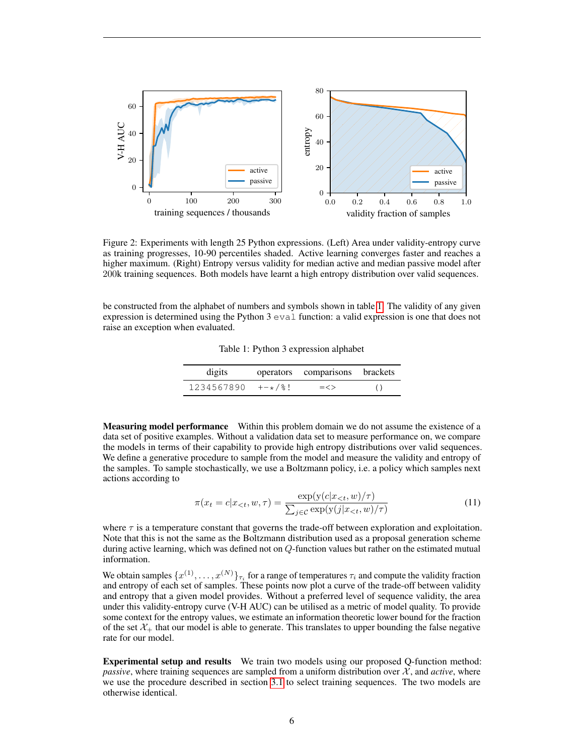Figure 2: Experiments with length 25 Python expressions. (Left) Area under validity-entropy curve as training progresses, 10-90 percentiles shaded. Active learning converges faster and reaches a higher maximum. (Right) Entropy versus validity for median active and median passive model after 200k training sequences. Both models have learnt a high entropy distribution over valid sequences.

be constructed from the alphabet of numbers and symbols shown in table 1. The validity of any given expression is determined using the Python 3 `eval` function: a valid expression is one that does not raise an exception when evaluated.

Table 1: Python 3 expression alphabet

| digits | operators | comparisons | brackets |
|---|---|---|---|
| 1234567890 | +-*/%! | =<> | () |

**Measuring model performance** Within this problem domain we do not assume the existence of a data set of positive examples. Without a validation data set to measure performance on, we compare the models in terms of their capability to provide high entropy distributions over valid sequences. We define a generative procedure to sample from the model and measure the validity and entropy of the samples. To sample stochastically, we use a Boltzmann policy, i.e. a policy which samples next actions according to

$$\pi(x_t = c | x_{<t}, w, \tau) = \frac{\exp(\mathrm{y}(c|x_{<t}, w)/\tau)}{\sum_{j \in \mathcal{C}} \exp(\mathrm{y}(j|x_{<t}, w)/\tau)} \tag{11}$$

where $\tau$ is a temperature constant that governs the trade-off between exploration and exploitation. Note that this is not the same as the Boltzmann distribution used as a proposal generation scheme during active learning, which was defined not on $Q$-function values but rather on the estimated mutual information.

We obtain samples $\{x^{(1)}, \ldots, x^{(N)}\}_{\tau_i}$ for a range of temperatures $\tau_i$ and compute the validity fraction and entropy of each set of samples. These points now plot a curve of the trade-off between validity and entropy that a given model provides. Without a preferred level of sequence validity, the area under this validity-entropy curve (V-H AUC) can be utilised as a metric of model quality. To provide some context for the entropy values, we estimate an information theoretic lower bound for the fraction of the set $\mathcal{X}_+$ that our model is able to generate. This translates to upper bounding the false negative rate for our model.

**Experimental setup and results** We train two models using our proposed Q-function method: *passive*, where training sequences are sampled from a uniform distribution over $\mathcal{X}$, and *active*, where we use the procedure described in section 3.1 to select training sequences. The two models are otherwise identical.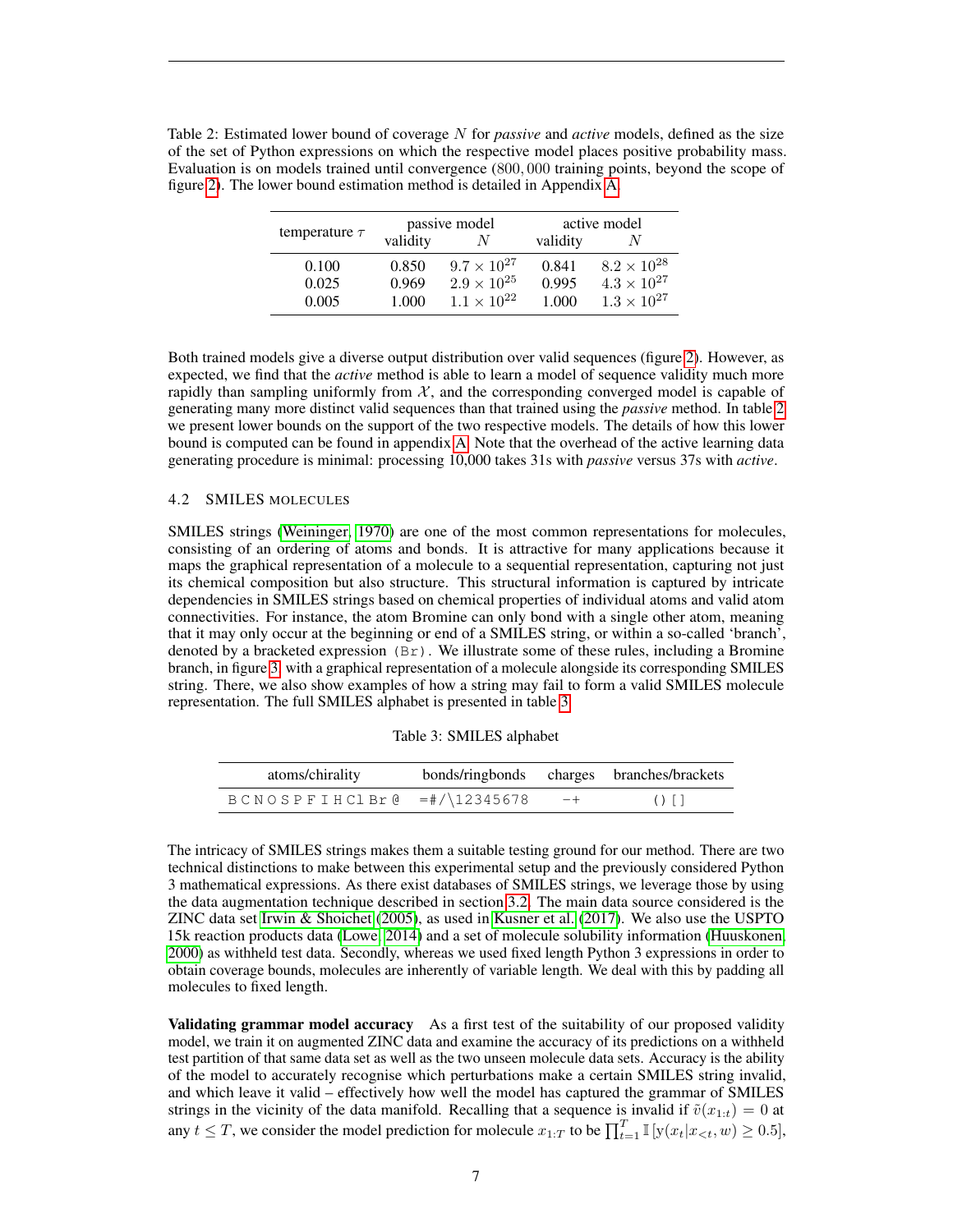Table 2: Estimated lower bound of coverage $N$ for *passive* and *active* models, defined as the size of the set of Python expressions on which the respective model places positive probability mass. Evaluation is on models trained until convergence (800,000 training points, beyond the scope of figure 2). The lower bound estimation method is detailed in Appendix A.

| temperature $\tau$ | passive model | | active model | |
|---|---|---|---|---|
| | validity | $N$ | validity | $N$ |
| 0.100 | 0.850 | $9.7 \times 10^{27}$ | 0.841 | $8.2 \times 10^{28}$ |
| 0.025 | 0.969 | $2.9 \times 10^{25}$ | 0.995 | $4.3 \times 10^{27}$ |
| 0.005 | 1.000 | $1.1 \times 10^{22}$ | 1.000 | $1.3 \times 10^{27}$ |

Both trained models give a diverse output distribution over valid sequences (figure 2). However, as expected, we find that the *active* method is able to learn a model of sequence validity much more rapidly than sampling uniformly from $\mathcal{X}$, and the corresponding converged model is capable of generating many more distinct valid sequences than that trained using the *passive* method. In table 2 we present lower bounds on the support of the two respective models. The details of how this lower bound is computed can be found in appendix A. Note that the overhead of the active learning data generating procedure is minimal: processing 10,000 takes 31s with *passive* versus 37s with *active*.

### 4.2 SMILES MOLECULES

SMILES strings (Weininger, 1970) are one of the most common representations for molecules, consisting of an ordering of atoms and bonds. It is attractive for many applications because it maps the graphical representation of a molecule to a sequential representation, capturing not just its chemical composition but also structure. This structural information is captured by intricate dependencies in SMILES strings based on chemical properties of individual atoms and valid atom connectivities. For instance, the atom Bromine can only bond with a single other atom, meaning that it may only occur at the beginning or end of a SMILES string, or within a so-called 'branch', denoted by a bracketed expression `(Br)`. We illustrate some of these rules, including a Bromine branch, in figure 3, with a graphical representation of a molecule alongside its corresponding SMILES string. There, we also show examples of how a string may fail to form a valid SMILES molecule representation. The full SMILES alphabet is presented in table 3.

Table 3: SMILES alphabet

| atoms/chirality | bonds/ringbonds | charges | branches/brackets |
|---|---|---|---|
| `B C N O S P F I H Cl Br @` | `= # / \ 1 2 3 4 5 6 7 8` | `- +` | `( ) [ ]` |

The intricacy of SMILES strings makes them a suitable testing ground for our method. There are two technical distinctions to make between this experimental setup and the previously considered Python 3 mathematical expressions. As there exist databases of SMILES strings, we leverage those by using the data augmentation technique described in section 3.2. The main data source considered is the ZINC data set Irwin & Shoichet (2005), as used in Kusner et al. (2017). We also use the USPTO 15k reaction products data (Lowe, 2014) and a set of molecule solubility information (Huuskonen, 2000) as withheld test data. Secondly, whereas we used fixed length Python 3 expressions in order to obtain coverage bounds, molecules are inherently of variable length. We deal with this by padding all molecules to fixed length.

**Validating grammar model accuracy** As a first test of the suitability of our proposed validity model, we train it on augmented ZINC data and examine the accuracy of its predictions on a withheld test partition of that same data set as well as the two unseen molecule data sets. Accuracy is the ability of the model to accurately recognise which perturbations make a certain SMILES string invalid, and which leave it valid – effectively how well the model has captured the grammar of SMILES strings in the vicinity of the data manifold. Recalling that a sequence is invalid if $\tilde{v}(x_{1:t}) = 0$ at any $t \leq T$, we consider the model prediction for molecule $x_{1:T}$ to be $\prod_{t=1}^{T} \mathbb{I}\left[\mathrm{y}(x_t|x_{<t}, w) \geq 0.5\right]$,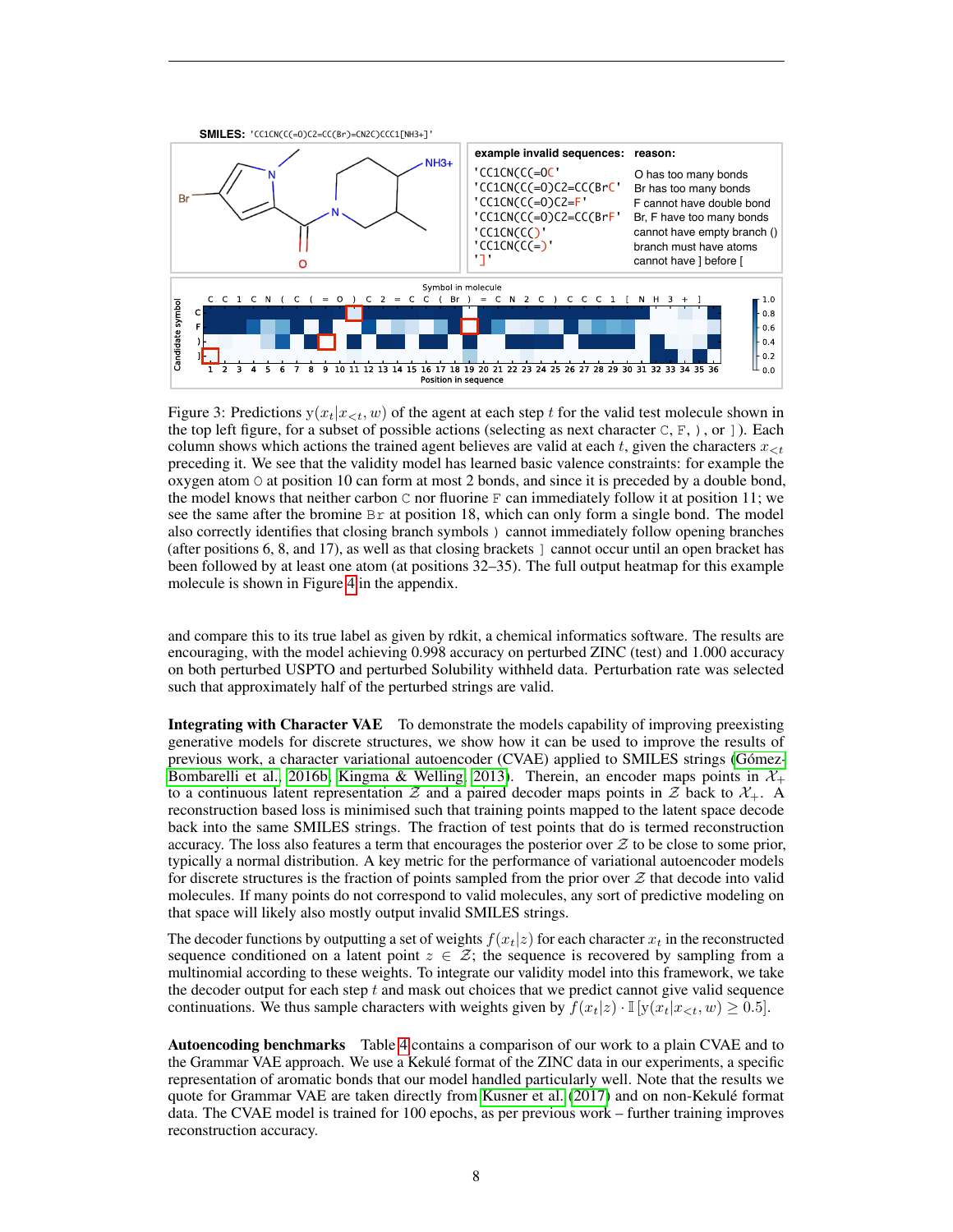SMILES: 'CC1CN(C(=O)C2=CC(Br)=CN2C)CCC1[NH3+]'

| example invalid sequences: | reason: |
| --- | --- |
| 'CC1CN(C(=OC' | O has too many bonds |
| 'CC1CN(C(=O)C2=CC(BrC' | Br has too many bonds |
| 'CC1CN(C(=O)C2=F' | F cannot have double bond |
| 'CC1CN(C(=O)C2=CC(BrF' | Br, F have too many bonds |
| 'CC1CN(C()' | cannot have empty branch () |
| 'CC1CN(C(=)' | branch must have atoms |
| ']' | cannot have ] before [ |

Figure 3: Predictions $y(x_t|x_{<t}, w)$ of the agent at each step $t$ for the valid test molecule shown in the top left figure, for a subset of possible actions (selecting as next character C, F, ), or ]). Each column shows which actions the trained agent believes are valid at each $t$, given the characters $x_{<t}$ preceding it. We see that the validity model has learned basic valence constraints: for example the oxygen atom O at position 10 can form at most 2 bonds, and since it is preceded by a double bond, the model knows that neither carbon C nor fluorine F can immediately follow it at position 11; we see the same after the bromine Br at position 18, which can only form a single bond. The model also correctly identifies that closing branch symbols ) cannot immediately follow opening branches (after positions 6, 8, and 17), as well as that closing brackets ] cannot occur until an open bracket has been followed by at least one atom (at positions 32–35). The full output heatmap for this example molecule is shown in Figure 4 in the appendix.

and compare this to its true label as given by rdkit, a chemical informatics software. The results are encouraging, with the model achieving 0.998 accuracy on perturbed ZINC (test) and 1.000 accuracy on both perturbed USPTO and perturbed Solubility withheld data. Perturbation rate was selected such that approximately half of the perturbed strings are valid.

**Integrating with Character VAE** To demonstrate the models capability of improving preexisting generative models for discrete structures, we show how it can be used to improve the results of previous work, a character variational autoencoder (CVAE) applied to SMILES strings (Gómez-Bombarelli et al., 2016b; Kingma & Welling, 2013). Therein, an encoder maps points in $\mathcal{X}_+$ to a continuous latent representation $\mathcal{Z}$ and a paired decoder maps points in $\mathcal{Z}$ back to $\mathcal{X}_+$. A reconstruction based loss is minimised such that training points mapped to the latent space decode back into the same SMILES strings. The fraction of test points that do is termed reconstruction accuracy. The loss also features a term that encourages the posterior over $\mathcal{Z}$ to be close to some prior, typically a normal distribution. A key metric for the performance of variational autoencoder models for discrete structures is the fraction of points sampled from the prior over $\mathcal{Z}$ that decode into valid molecules. If many points do not correspond to valid molecules, any sort of predictive modeling on that space will likely also mostly output invalid SMILES strings.

The decoder functions by outputting a set of weights $f(x_t|z)$ for each character $x_t$ in the reconstructed sequence conditioned on a latent point $z \in \mathcal{Z}$; the sequence is recovered by sampling from a multinomial according to these weights. To integrate our validity model into this framework, we take the decoder output for each step $t$ and mask out choices that we predict cannot give valid sequence continuations. We thus sample characters with weights given by $f(x_t|z) \cdot \mathbb{I}[y(x_t|x_{<t}, w) \geq 0.5]$.

**Autoencoding benchmarks** Table 4 contains a comparison of our work to a plain CVAE and to the Grammar VAE approach. We use a Kekulé format of the ZINC data in our experiments, a specific representation of aromatic bonds that our model handled particularly well. Note that the results we quote for Grammar VAE are taken directly from Kusner et al. (2017) and on non-Kekulé format data. The CVAE model is trained for 100 epochs, as per previous work – further training improves reconstruction accuracy.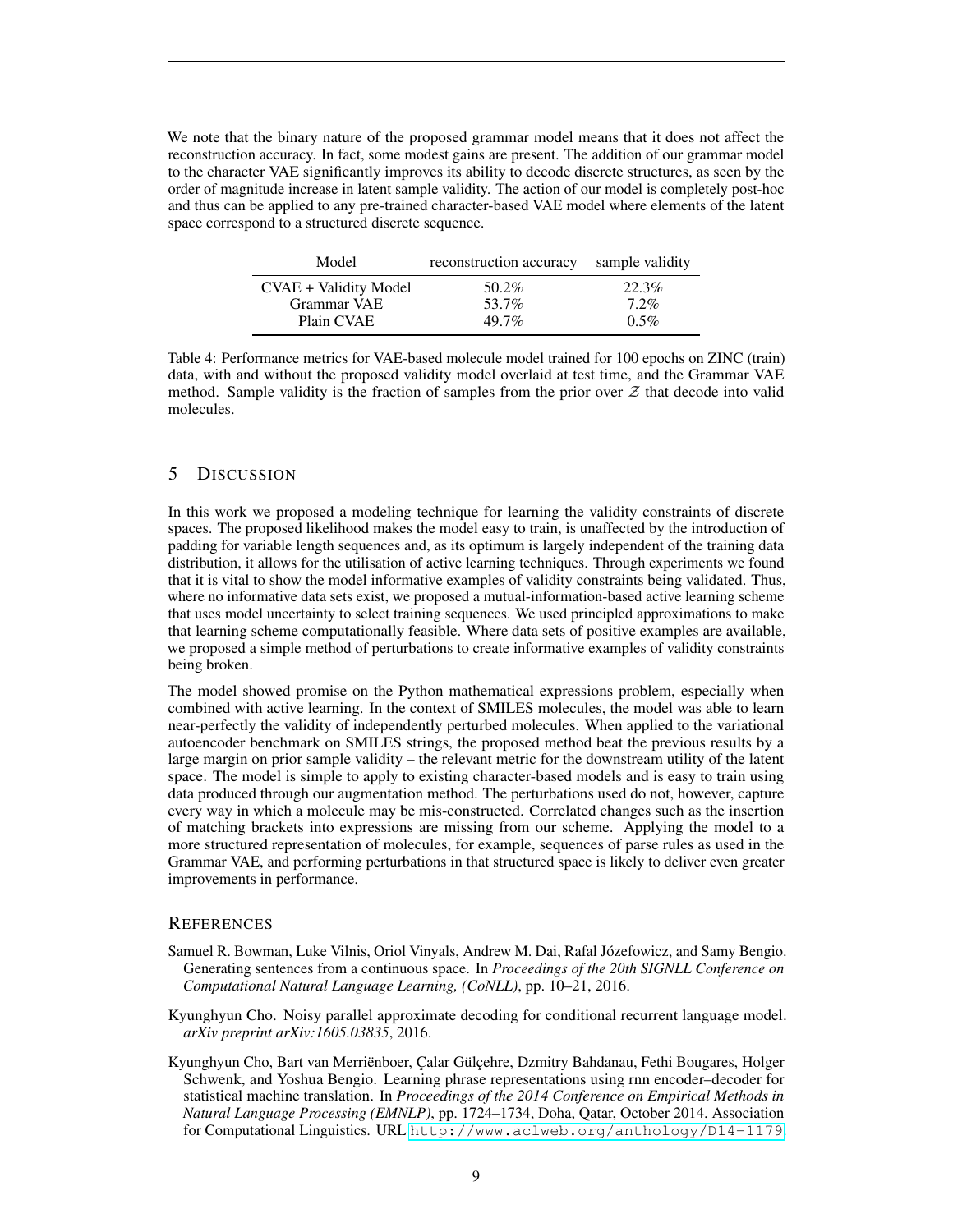We note that the binary nature of the proposed grammar model means that it does not affect the reconstruction accuracy. In fact, some modest gains are present. The addition of our grammar model to the character VAE significantly improves its ability to decode discrete structures, as seen by the order of magnitude increase in latent sample validity. The action of our model is completely post-hoc and thus can be applied to any pre-trained character-based VAE model where elements of the latent space correspond to a structured discrete sequence.

| Model | reconstruction accuracy | sample validity |
| --- | --- | --- |
| CVAE + Validity Model | 50.2% | 22.3% |
| Grammar VAE | 53.7% | 7.2% |
| Plain CVAE | 49.7% | 0.5% |

Table 4: Performance metrics for VAE-based molecule model trained for 100 epochs on ZINC (train) data, with and without the proposed validity model overlaid at test time, and the Grammar VAE method. Sample validity is the fraction of samples from the prior over $\mathcal{Z}$ that decode into valid molecules.

## 5 Discussion

In this work we proposed a modeling technique for learning the validity constraints of discrete spaces. The proposed likelihood makes the model easy to train, is unaffected by the introduction of padding for variable length sequences and, as its optimum is largely independent of the training data distribution, it allows for the utilisation of active learning techniques. Through experiments we found that it is vital to show the model informative examples of validity constraints being validated. Thus, where no informative data sets exist, we proposed a mutual-information-based active learning scheme that uses model uncertainty to select training sequences. We used principled approximations to make that learning scheme computationally feasible. Where data sets of positive examples are available, we proposed a simple method of perturbations to create informative examples of validity constraints being broken.

The model showed promise on the Python mathematical expressions problem, especially when combined with active learning. In the context of SMILES molecules, the model was able to learn near-perfectly the validity of independently perturbed molecules. When applied to the variational autoencoder benchmark on SMILES strings, the proposed method beat the previous results by a large margin on prior sample validity – the relevant metric for the downstream utility of the latent space. The model is simple to apply to existing character-based models and is easy to train using data produced through our augmentation method. The perturbations used do not, however, capture every way in which a molecule may be mis-constructed. Correlated changes such as the insertion of matching brackets into expressions are missing from our scheme. Applying the model to a more structured representation of molecules, for example, sequences of parse rules as used in the Grammar VAE, and performing perturbations in that structured space is likely to deliver even greater improvements in performance.

## References

Samuel R. Bowman, Luke Vilnis, Oriol Vinyals, Andrew M. Dai, Rafal Józefowicz, and Samy Bengio. Generating sentences from a continuous space. In *Proceedings of the 20th SIGNLL Conference on Computational Natural Language Learning, (CoNLL)*, pp. 10–21, 2016.

Kyunghyun Cho. Noisy parallel approximate decoding for conditional recurrent language model. *arXiv preprint arXiv:1605.03835*, 2016.

Kyunghyun Cho, Bart van Merriënboer, Çalar Gülçehre, Dzmitry Bahdanau, Fethi Bougares, Holger Schwenk, and Yoshua Bengio. Learning phrase representations using rnn encoder–decoder for statistical machine translation. In *Proceedings of the 2014 Conference on Empirical Methods in Natural Language Processing (EMNLP)*, pp. 1724–1734, Doha, Qatar, October 2014. Association for Computational Linguistics. URL http://www.aclweb.org/anthology/D14-1179.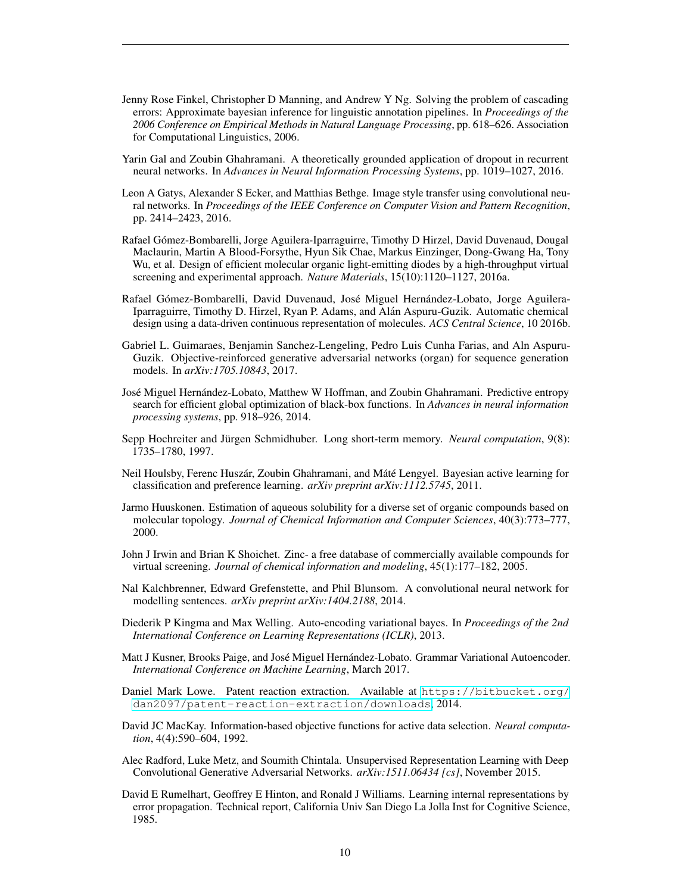Jenny Rose Finkel, Christopher D Manning, and Andrew Y Ng. Solving the problem of cascading errors: Approximate bayesian inference for linguistic annotation pipelines. In *Proceedings of the 2006 Conference on Empirical Methods in Natural Language Processing*, pp. 618–626. Association for Computational Linguistics, 2006.

Yarin Gal and Zoubin Ghahramani. A theoretically grounded application of dropout in recurrent neural networks. In *Advances in Neural Information Processing Systems*, pp. 1019–1027, 2016.

Leon A Gatys, Alexander S Ecker, and Matthias Bethge. Image style transfer using convolutional neural networks. In *Proceedings of the IEEE Conference on Computer Vision and Pattern Recognition*, pp. 2414–2423, 2016.

Rafael Gómez-Bombarelli, Jorge Aguilera-Iparraguirre, Timothy D Hirzel, David Duvenaud, Dougal Maclaurin, Martin A Blood-Forsythe, Hyun Sik Chae, Markus Einzinger, Dong-Gwang Ha, Tony Wu, et al. Design of efficient molecular organic light-emitting diodes by a high-throughput virtual screening and experimental approach. *Nature Materials*, 15(10):1120–1127, 2016a.

Rafael Gómez-Bombarelli, David Duvenaud, José Miguel Hernández-Lobato, Jorge Aguilera-Iparraguirre, Timothy D. Hirzel, Ryan P. Adams, and Alán Aspuru-Guzik. Automatic chemical design using a data-driven continuous representation of molecules. *ACS Central Science*, 10 2016b.

Gabriel L. Guimaraes, Benjamin Sanchez-Lengeling, Pedro Luis Cunha Farias, and Aln Aspuru-Guzik. Objective-reinforced generative adversarial networks (organ) for sequence generation models. In *arXiv:1705.10843*, 2017.

José Miguel Hernández-Lobato, Matthew W Hoffman, and Zoubin Ghahramani. Predictive entropy search for efficient global optimization of black-box functions. In *Advances in neural information processing systems*, pp. 918–926, 2014.

Sepp Hochreiter and Jürgen Schmidhuber. Long short-term memory. *Neural computation*, 9(8): 1735–1780, 1997.

Neil Houlsby, Ferenc Huszár, Zoubin Ghahramani, and Máté Lengyel. Bayesian active learning for classification and preference learning. *arXiv preprint arXiv:1112.5745*, 2011.

Jarmo Huuskonen. Estimation of aqueous solubility for a diverse set of organic compounds based on molecular topology. *Journal of Chemical Information and Computer Sciences*, 40(3):773–777, 2000.

John J Irwin and Brian K Shoichet. Zinc- a free database of commercially available compounds for virtual screening. *Journal of chemical information and modeling*, 45(1):177–182, 2005.

Nal Kalchbrenner, Edward Grefenstette, and Phil Blunsom. A convolutional neural network for modelling sentences. *arXiv preprint arXiv:1404.2188*, 2014.

Diederik P Kingma and Max Welling. Auto-encoding variational bayes. In *Proceedings of the 2nd International Conference on Learning Representations (ICLR)*, 2013.

Matt J Kusner, Brooks Paige, and José Miguel Hernández-Lobato. Grammar Variational Autoencoder. *International Conference on Machine Learning*, March 2017.

Daniel Mark Lowe. Patent reaction extraction. Available at https://bitbucket.org/dan2097/patent-reaction-extraction/downloads, 2014.

David JC MacKay. Information-based objective functions for active data selection. *Neural computation*, 4(4):590–604, 1992.

Alec Radford, Luke Metz, and Soumith Chintala. Unsupervised Representation Learning with Deep Convolutional Generative Adversarial Networks. *arXiv:1511.06434 [cs]*, November 2015.

David E Rumelhart, Geoffrey E Hinton, and Ronald J Williams. Learning internal representations by error propagation. Technical report, California Univ San Diego La Jolla Inst for Cognitive Science, 1985.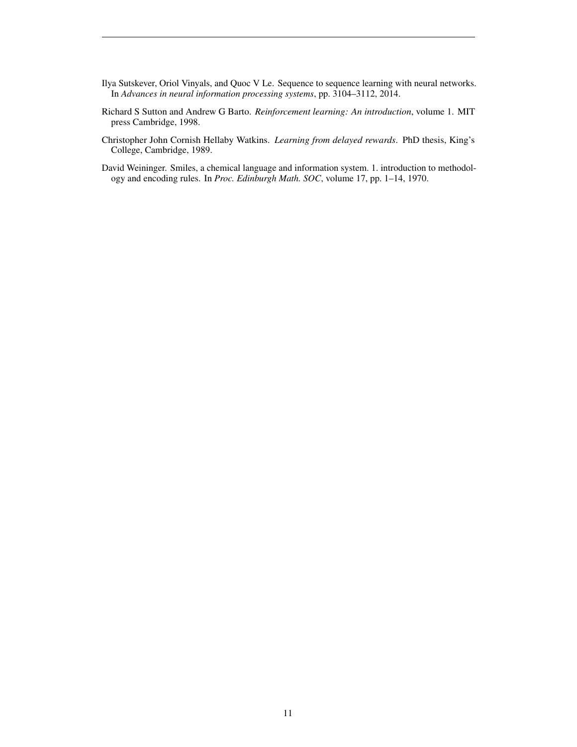Ilya Sutskever, Oriol Vinyals, and Quoc V Le. Sequence to sequence learning with neural networks. In *Advances in neural information processing systems*, pp. 3104–3112, 2014.

Richard S Sutton and Andrew G Barto. *Reinforcement learning: An introduction*, volume 1. MIT press Cambridge, 1998.

Christopher John Cornish Hellaby Watkins. *Learning from delayed rewards*. PhD thesis, King's College, Cambridge, 1989.

David Weininger. Smiles, a chemical language and information system. 1. introduction to methodology and encoding rules. In *Proc. Edinburgh Math. SOC*, volume 17, pp. 1–14, 1970.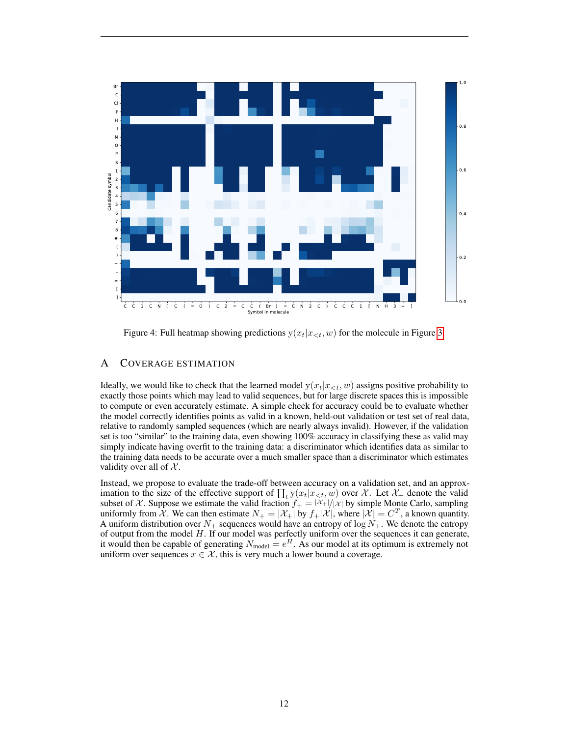Br
C
Cl
F
H
I
N
O
P
S
1
2
3
4
5
6
7
8
#
(
)
+
-
=
[
]

Candidate symbol

C C 1 C N ( C ( = O ) C 2 = C C ( Br ) = C N 2 C ) C C C 1 [ N H 3 + ]

Symbol in molecule

1.0
0.8
0.6
0.4
0.2
0.0

Figure 4: Full heatmap showing predictions $\mathrm{y}(x_t|x_{<t}, w)$ for the molecule in Figure 3

## A Coverage Estimation

Ideally, we would like to check that the learned model $\mathrm{y}(x_t|x_{<t}, w)$ assigns positive probability to exactly those points which may lead to valid sequences, but for large discrete spaces this is impossible to compute or even accurately estimate. A simple check for accuracy could be to evaluate whether the model correctly identifies points as valid in a known, held-out validation or test set of real data, relative to randomly sampled sequences (which are nearly always invalid). However, if the validation set is too "similar" to the training data, even showing 100% accuracy in classifying these as valid may simply indicate having overfit to the training data: a discriminator which identifies data as similar to the training data needs to be accurate over a much smaller space than a discriminator which estimates validity over all of $\mathcal{X}$.

Instead, we propose to evaluate the trade-off between accuracy on a validation set, and an approximation to the size of the effective support of $\prod_t \mathrm{y}(x_t|x_{<t}, w)$ over $\mathcal{X}$. Let $\mathcal{X}_+$ denote the valid subset of $\mathcal{X}$. Suppose we estimate the valid fraction $f_+ = |\mathcal{X}_+|/|\mathcal{X}|$ by simple Monte Carlo, sampling uniformly from $\mathcal{X}$. We can then estimate $N_+ = |\mathcal{X}_+|$ by $f_+|\mathcal{X}|$, where $|\mathcal{X}| = C^T$, a known quantity. A uniform distribution over $N_+$ sequences would have an entropy of $\log N_+$. We denote the entropy of output from the model $H$. If our model was perfectly uniform over the sequences it can generate, it would then be capable of generating $N_{\text{model}} = e^H$. As our model at its optimum is extremely not uniform over sequences $x \in \mathcal{X}$, this is very much a lower bound a coverage.